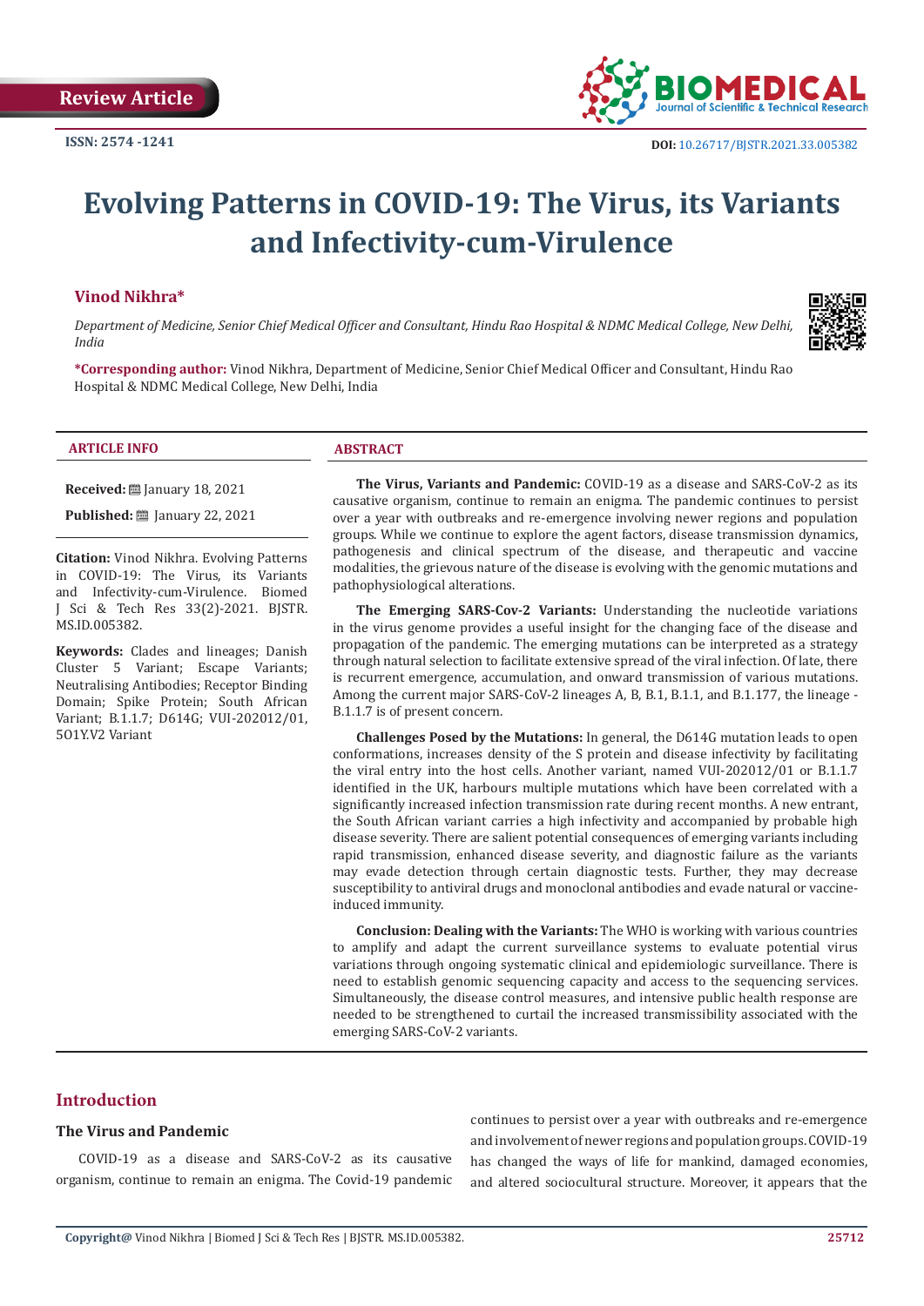Review Article

ISSN: 2574 -1241

DOI: 10.26717/BJSTR.2021.33.005382

# Evolving Patterns in COVID-19: The Virus, its Variants and Infectivity-cum-Virulence

**Vinod Nikhra***

*Department of Medicine, Senior Chief Medical Officer and Consultant, Hindu Rao Hospital & NDMC Medical College, New Delhi, India*

**\*Corresponding author:** Vinod Nikhra, Department of Medicine, Senior Chief Medical Officer and Consultant, Hindu Rao Hospital & NDMC Medical College, New Delhi, India

**ARTICLE INFO**

**Received:** January 18, 2021

**Published:** January 22, 2021

**Citation:** Vinod Nikhra. Evolving Patterns in COVID-19: The Virus, its Variants and Infectivity-cum-Virulence. Biomed J Sci & Tech Res 33(2)-2021. BJSTR. MS.ID.005382.

**Keywords:** Clades and lineages; Danish Cluster 5 Variant; Escape Variants; Neutralising Antibodies; Receptor Binding Domain; Spike Protein; South African Variant; B.1.1.7; D614G; VUI-202012/01, 5O1Y.V2 Variant

**ABSTRACT**

**The Virus, Variants and Pandemic:** COVID-19 as a disease and SARS-CoV-2 as its causative organism, continue to remain an enigma. The pandemic continues to persist over a year with outbreaks and re-emergence involving newer regions and population groups. While we continue to explore the agent factors, disease transmission dynamics, pathogenesis and clinical spectrum of the disease, and therapeutic and vaccine modalities, the grievous nature of the disease is evolving with the genomic mutations and pathophysiological alterations.

**The Emerging SARS-Cov-2 Variants:** Understanding the nucleotide variations in the virus genome provides a useful insight for the changing face of the disease and propagation of the pandemic. The emerging mutations can be interpreted as a strategy through natural selection to facilitate extensive spread of the viral infection. Of late, there is recurrent emergence, accumulation, and onward transmission of various mutations. Among the current major SARS-CoV-2 lineages A, B, B.1, B.1.1, and B.1.177, the lineage - B.1.1.7 is of present concern.

**Challenges Posed by the Mutations:** In general, the D614G mutation leads to open conformations, increases density of the S protein and disease infectivity by facilitating the viral entry into the host cells. Another variant, named VUI-202012/01 or B.1.1.7 identified in the UK, harbours multiple mutations which have been correlated with a significantly increased infection transmission rate during recent months. A new entrant, the South African variant carries a high infectivity and accompanied by probable high disease severity. There are salient potential consequences of emerging variants including rapid transmission, enhanced disease severity, and diagnostic failure as the variants may evade detection through certain diagnostic tests. Further, they may decrease susceptibility to antiviral drugs and monoclonal antibodies and evade natural or vaccine-induced immunity.

**Conclusion: Dealing with the Variants:** The WHO is working with various countries to amplify and adapt the current surveillance systems to evaluate potential virus variations through ongoing systematic clinical and epidemiologic surveillance. There is need to establish genomic sequencing capacity and access to the sequencing services. Simultaneously, the disease control measures, and intensive public health response are needed to be strengthened to curtail the increased transmissibility associated with the emerging SARS-CoV-2 variants.

## Introduction

### The Virus and Pandemic

COVID-19 as a disease and SARS-CoV-2 as its causative organism, continue to remain an enigma. The Covid-19 pandemic continues to persist over a year with outbreaks and re-emergence and involvement of newer regions and population groups. COVID-19 has changed the ways of life for mankind, damaged economies, and altered sociocultural structure. Moreover, it appears that the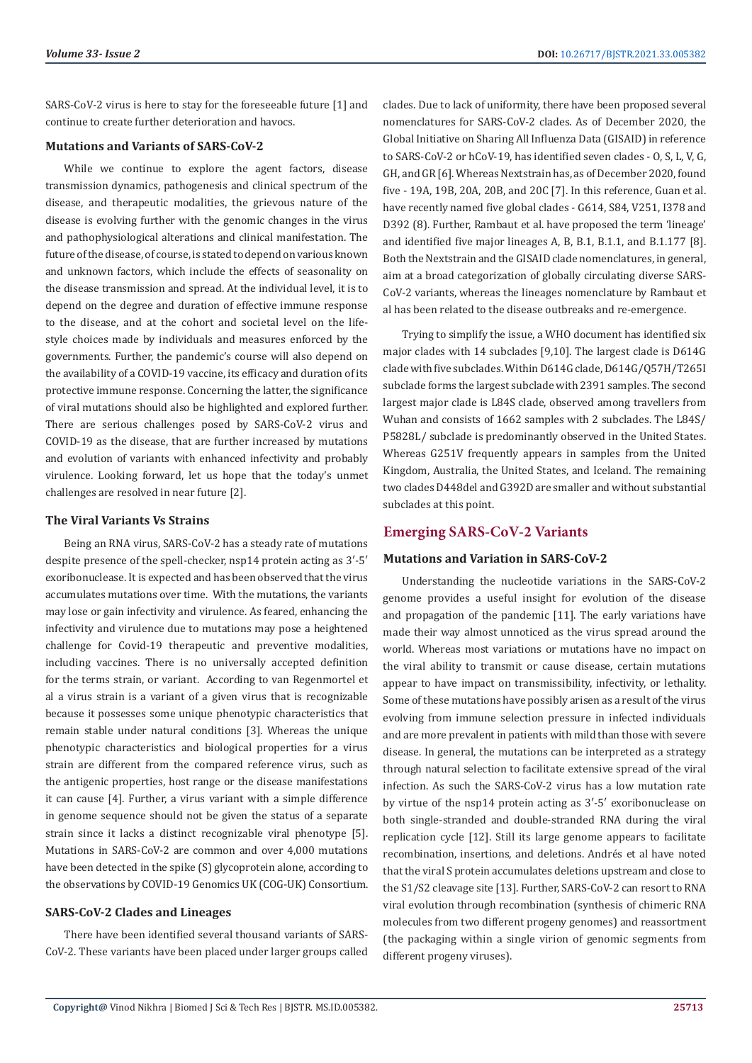SARS-CoV-2 virus is here to stay for the foreseeable future [1] and continue to create further deterioration and havocs.

### Mutations and Variants of SARS-CoV-2

While we continue to explore the agent factors, disease transmission dynamics, pathogenesis and clinical spectrum of the disease, and therapeutic modalities, the grievous nature of the disease is evolving further with the genomic changes in the virus and pathophysiological alterations and clinical manifestation. The future of the disease, of course, is stated to depend on various known and unknown factors, which include the effects of seasonality on the disease transmission and spread. At the individual level, it is to depend on the degree and duration of effective immune response to the disease, and at the cohort and societal level on the lifestyle choices made by individuals and measures enforced by the governments. Further, the pandemic's course will also depend on the availability of a COVID-19 vaccine, its efficacy and duration of its protective immune response. Concerning the latter, the significance of viral mutations should also be highlighted and explored further. There are serious challenges posed by SARS-CoV-2 virus and COVID-19 as the disease, that are further increased by mutations and evolution of variants with enhanced infectivity and probably virulence. Looking forward, let us hope that the today's unmet challenges are resolved in near future [2].

### The Viral Variants Vs Strains

Being an RNA virus, SARS-CoV-2 has a steady rate of mutations despite presence of the spell-checker, nsp14 protein acting as 3′-5′ exoribonuclease. It is expected and has been observed that the virus accumulates mutations over time. With the mutations, the variants may lose or gain infectivity and virulence. As feared, enhancing the infectivity and virulence due to mutations may pose a heightened challenge for Covid-19 therapeutic and preventive modalities, including vaccines. There is no universally accepted definition for the terms strain, or variant. According to van Regenmortel et al a virus strain is a variant of a given virus that is recognizable because it possesses some unique phenotypic characteristics that remain stable under natural conditions [3]. Whereas the unique phenotypic characteristics and biological properties for a virus strain are different from the compared reference virus, such as the antigenic properties, host range or the disease manifestations it can cause [4]. Further, a virus variant with a simple difference in genome sequence should not be given the status of a separate strain since it lacks a distinct recognizable viral phenotype [5]. Mutations in SARS-CoV-2 are common and over 4,000 mutations have been detected in the spike (S) glycoprotein alone, according to the observations by COVID-19 Genomics UK (COG-UK) Consortium.

### SARS-CoV-2 Clades and Lineages

There have been identified several thousand variants of SARS-CoV-2. These variants have been placed under larger groups called clades. Due to lack of uniformity, there have been proposed several nomenclatures for SARS-CoV-2 clades. As of December 2020, the Global Initiative on Sharing All Influenza Data (GISAID) in reference to SARS-CoV-2 or hCoV-19, has identified seven clades - O, S, L, V, G, GH, and GR [6]. Whereas Nextstrain has, as of December 2020, found five - 19A, 19B, 20A, 20B, and 20C [7]. In this reference, Guan et al. have recently named five global clades - G614, S84, V251, I378 and D392 (8). Further, Rambaut et al. have proposed the term 'lineage' and identified five major lineages A, B, B.1, B.1.1, and B.1.177 [8]. Both the Nextstrain and the GISAID clade nomenclatures, in general, aim at a broad categorization of globally circulating diverse SARS-CoV-2 variants, whereas the lineages nomenclature by Rambaut et al has been related to the disease outbreaks and re-emergence.

Trying to simplify the issue, a WHO document has identified six major clades with 14 subclades [9,10]. The largest clade is D614G clade with five subclades. Within D614G clade, D614G/Q57H/T265I subclade forms the largest subclade with 2391 samples. The second largest major clade is L84S clade, observed among travellers from Wuhan and consists of 1662 samples with 2 subclades. The L84S/P5828L/ subclade is predominantly observed in the United States. Whereas G251V frequently appears in samples from the United Kingdom, Australia, the United States, and Iceland. The remaining two clades D448del and G392D are smaller and without substantial subclades at this point.

## Emerging SARS-CoV-2 Variants

### Mutations and Variation in SARS-CoV-2

Understanding the nucleotide variations in the SARS-CoV-2 genome provides a useful insight for evolution of the disease and propagation of the pandemic [11]. The early variations have made their way almost unnoticed as the virus spread around the world. Whereas most variations or mutations have no impact on the viral ability to transmit or cause disease, certain mutations appear to have impact on transmissibility, infectivity, or lethality. Some of these mutations have possibly arisen as a result of the virus evolving from immune selection pressure in infected individuals and are more prevalent in patients with mild than those with severe disease. In general, the mutations can be interpreted as a strategy through natural selection to facilitate extensive spread of the viral infection. As such the SARS-CoV-2 virus has a low mutation rate by virtue of the nsp14 protein acting as 3′-5′ exoribonuclease on both single-stranded and double-stranded RNA during the viral replication cycle [12]. Still its large genome appears to facilitate recombination, insertions, and deletions. Andrés et al have noted that the viral S protein accumulates deletions upstream and close to the S1/S2 cleavage site [13]. Further, SARS-CoV-2 can resort to RNA viral evolution through recombination (synthesis of chimeric RNA molecules from two different progeny genomes) and reassortment (the packaging within a single virion of genomic segments from different progeny viruses).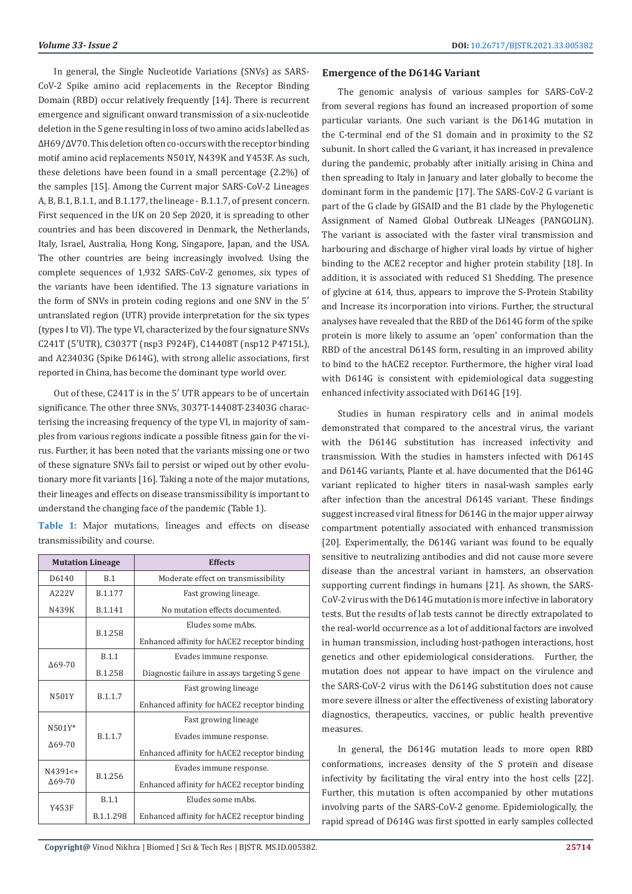In general, the Single Nucleotide Variations (SNVs) as SARS-CoV-2 Spike amino acid replacements in the Receptor Binding Domain (RBD) occur relatively frequently [14]. There is recurrent emergence and significant onward transmission of a six-nucleotide deletion in the S gene resulting in loss of two amino acids labelled as ΔH69/ΔV70. This deletion often co-occurs with the receptor binding motif amino acid replacements N501Y, N439K and Y453F. As such, these deletions have been found in a small percentage (2.2%) of the samples [15]. Among the Current major SARS-CoV-2 Lineages A, B, B.1, B.1.1, and B.1.177, the lineage - B.1.1.7, of present concern. First sequenced in the UK on 20 Sep 2020, it is spreading to other countries and has been discovered in Denmark, the Netherlands, Italy, Israel, Australia, Hong Kong, Singapore, Japan, and the USA. The other countries are being increasingly involved. Using the complete sequences of 1,932 SARS-CoV-2 genomes, six types of the variants have been identified. The 13 signature variations in the form of SNVs in protein coding regions and one SNV in the 5′ untranslated region (UTR) provide interpretation for the six types (types I to VI). The type VI, characterized by the four signature SNVs C241T (5′UTR), C3037T (nsp3 F924F), C14408T (nsp12 P4715L), and A23403G (Spike D614G), with strong allelic associations, first reported in China, has become the dominant type world over.

Out of these, C241T is in the 5′ UTR appears to be of uncertain significance. The other three SNVs, 3037T-14408T-23403G characterising the increasing frequency of the type VI, in majority of samples from various regions indicate a possible fitness gain for the virus. Further, it has been noted that the variants missing one or two of these signature SNVs fail to persist or wiped out by other evolutionary more fit variants [16]. Taking a note of the major mutations, their lineages and effects on disease transmissibility is important to understand the changing face of the pandemic (Table 1).

**Table 1:** Major mutations, lineages and effects on disease transmissibility and course.

| Mutation | Lineage | Effects |
|---|---|---|
| D6140 | B.1 | Moderate effect on transmissibility |
| A222V | B.1.177 | Fast growing lineage. |
| N439K | B.1.141 | No mutation effects documented. |
| | B.1.258 | Eludes some mAbs. |
| | | Enhanced affinity for hACE2 receptor binding |
| Δ69-70 | B.1.1 | Evades immune response. |
| | B.1.258 | Diagnostic failure in assays targeting S gene |
| N501Y | B.1.1.7 | Fast growing lineage |
| | | Enhanced affinity for hACE2 receptor binding |
| N501Y* Δ69-70 | B.1.1.7 | Fast growing lineage |
| | | Evades immune response. |
| | | Enhanced affinity for hACE2 receptor binding |
| N4391<+ Δ69-70 | B.1.256 | Evades immune response. |
| | | Enhanced affinity for hACE2 receptor binding |
| Y453F | B.1.1 | Eludes some mAbs. |
| | B.1.1.298 | Enhanced affinity for hACE2 receptor binding |

## Emergence of the D614G Variant

The genomic analysis of various samples for SARS-CoV-2 from several regions has found an increased proportion of some particular variants. One such variant is the D614G mutation in the C-terminal end of the S1 domain and in proximity to the S2 subunit. In short called the G variant, it has increased in prevalence during the pandemic, probably after initially arising in China and then spreading to Italy in January and later globally to become the dominant form in the pandemic [17]. The SARS-CoV-2 G variant is part of the G clade by GISAID and the B1 clade by the Phylogenetic Assignment of Named Global Outbreak LINeages (PANGOLIN). The variant is associated with the faster viral transmission and harbouring and discharge of higher viral loads by virtue of higher binding to the ACE2 receptor and higher protein stability [18]. In addition, it is associated with reduced S1 Shedding. The presence of glycine at 614, thus, appears to improve the S-Protein Stability and Increase its incorporation into virions. Further, the structural analyses have revealed that the RBD of the D614G form of the spike protein is more likely to assume an 'open' conformation than the RBD of the ancestral D614S form, resulting in an improved ability to bind to the hACE2 receptor. Furthermore, the higher viral load with D614G is consistent with epidemiological data suggesting enhanced infectivity associated with D614G [19].

Studies in human respiratory cells and in animal models demonstrated that compared to the ancestral virus, the variant with the D614G substitution has increased infectivity and transmission. With the studies in hamsters infected with D614S and D614G variants, Plante et al. have documented that the D614G variant replicated to higher titers in nasal-wash samples early after infection than the ancestral D614S variant. These findings suggest increased viral fitness for D614G in the major upper airway compartment potentially associated with enhanced transmission [20]. Experimentally, the D614G variant was found to be equally sensitive to neutralizing antibodies and did not cause more severe disease than the ancestral variant in hamsters, an observation supporting current findings in humans [21]. As shown, the SARS-CoV-2 virus with the D614G mutation is more infective in laboratory tests. But the results of lab tests cannot be directly extrapolated to the real-world occurrence as a lot of additional factors are involved in human transmission, including host-pathogen interactions, host genetics and other epidemiological considerations. Further, the mutation does not appear to have impact on the virulence and the SARS-CoV-2 virus with the D614G substitution does not cause more severe illness or alter the effectiveness of existing laboratory diagnostics, therapeutics, vaccines, or public health preventive measures.

In general, the D614G mutation leads to more open RBD conformations, increases density of the S protein and disease infectivity by facilitating the viral entry into the host cells [22]. Further, this mutation is often accompanied by other mutations involving parts of the SARS-CoV-2 genome. Epidemiologically, the rapid spread of D614G was first spotted in early samples collected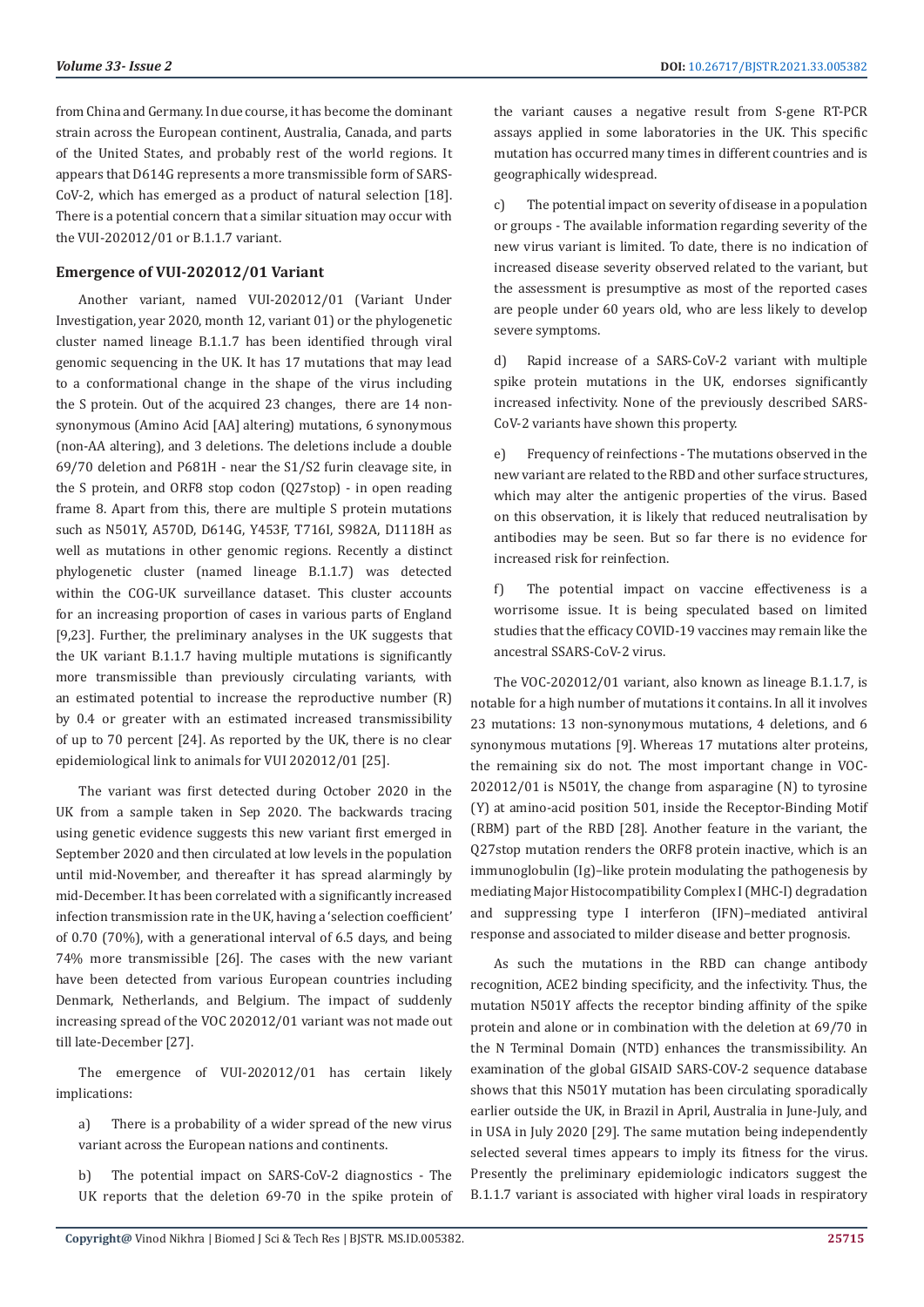from China and Germany. In due course, it has become the dominant strain across the European continent, Australia, Canada, and parts of the United States, and probably rest of the world regions. It appears that D614G represents a more transmissible form of SARS-CoV-2, which has emerged as a product of natural selection [18]. There is a potential concern that a similar situation may occur with the VUI-202012/01 or B.1.1.7 variant.

## Emergence of VUI-202012/01 Variant

Another variant, named VUI-202012/01 (Variant Under Investigation, year 2020, month 12, variant 01) or the phylogenetic cluster named lineage B.1.1.7 has been identified through viral genomic sequencing in the UK. It has 17 mutations that may lead to a conformational change in the shape of the virus including the S protein. Out of the acquired 23 changes, there are 14 non-synonymous (Amino Acid [AA] altering) mutations, 6 synonymous (non-AA altering), and 3 deletions. The deletions include a double 69/70 deletion and P681H - near the S1/S2 furin cleavage site, in the S protein, and ORF8 stop codon (Q27stop) - in open reading frame 8. Apart from this, there are multiple S protein mutations such as N501Y, A570D, D614G, Y453F, T716I, S982A, D1118H as well as mutations in other genomic regions. Recently a distinct phylogenetic cluster (named lineage B.1.1.7) was detected within the COG-UK surveillance dataset. This cluster accounts for an increasing proportion of cases in various parts of England [9,23]. Further, the preliminary analyses in the UK suggests that the UK variant B.1.1.7 having multiple mutations is significantly more transmissible than previously circulating variants, with an estimated potential to increase the reproductive number (R) by 0.4 or greater with an estimated increased transmissibility of up to 70 percent [24]. As reported by the UK, there is no clear epidemiological link to animals for VUI 202012/01 [25].

The variant was first detected during October 2020 in the UK from a sample taken in Sep 2020. The backwards tracing using genetic evidence suggests this new variant first emerged in September 2020 and then circulated at low levels in the population until mid-November, and thereafter it has spread alarmingly by mid-December. It has been correlated with a significantly increased infection transmission rate in the UK, having a 'selection coefficient' of 0.70 (70%), with a generational interval of 6.5 days, and being 74% more transmissible [26]. The cases with the new variant have been detected from various European countries including Denmark, Netherlands, and Belgium. The impact of suddenly increasing spread of the VOC 202012/01 variant was not made out till late-December [27].

The emergence of VUI-202012/01 has certain likely implications:

a) There is a probability of a wider spread of the new virus variant across the European nations and continents.

b) The potential impact on SARS-CoV-2 diagnostics - The UK reports that the deletion 69-70 in the spike protein of the variant causes a negative result from S-gene RT-PCR assays applied in some laboratories in the UK. This specific mutation has occurred many times in different countries and is geographically widespread.

c) The potential impact on severity of disease in a population or groups - The available information regarding severity of the new virus variant is limited. To date, there is no indication of increased disease severity observed related to the variant, but the assessment is presumptive as most of the reported cases are people under 60 years old, who are less likely to develop severe symptoms.

d) Rapid increase of a SARS-CoV-2 variant with multiple spike protein mutations in the UK, endorses significantly increased infectivity. None of the previously described SARS-CoV-2 variants have shown this property.

e) Frequency of reinfections - The mutations observed in the new variant are related to the RBD and other surface structures, which may alter the antigenic properties of the virus. Based on this observation, it is likely that reduced neutralisation by antibodies may be seen. But so far there is no evidence for increased risk for reinfection.

f) The potential impact on vaccine effectiveness is a worrisome issue. It is being speculated based on limited studies that the efficacy COVID-19 vaccines may remain like the ancestral SSARS-CoV-2 virus.

The VOC-202012/01 variant, also known as lineage B.1.1.7, is notable for a high number of mutations it contains. In all it involves 23 mutations: 13 non-synonymous mutations, 4 deletions, and 6 synonymous mutations [9]. Whereas 17 mutations alter proteins, the remaining six do not. The most important change in VOC-202012/01 is N501Y, the change from asparagine (N) to tyrosine (Y) at amino-acid position 501, inside the Receptor-Binding Motif (RBM) part of the RBD [28]. Another feature in the variant, the Q27stop mutation renders the ORF8 protein inactive, which is an immunoglobulin (Ig)–like protein modulating the pathogenesis by mediating Major Histocompatibility Complex I (MHC-I) degradation and suppressing type I interferon (IFN)–mediated antiviral response and associated to milder disease and better prognosis.

As such the mutations in the RBD can change antibody recognition, ACE2 binding specificity, and the infectivity. Thus, the mutation N501Y affects the receptor binding affinity of the spike protein and alone or in combination with the deletion at 69/70 in the N Terminal Domain (NTD) enhances the transmissibility. An examination of the global GISAID SARS-COV-2 sequence database shows that this N501Y mutation has been circulating sporadically earlier outside the UK, in Brazil in April, Australia in June-July, and in USA in July 2020 [29]. The same mutation being independently selected several times appears to imply its fitness for the virus. Presently the preliminary epidemiologic indicators suggest the B.1.1.7 variant is associated with higher viral loads in respiratory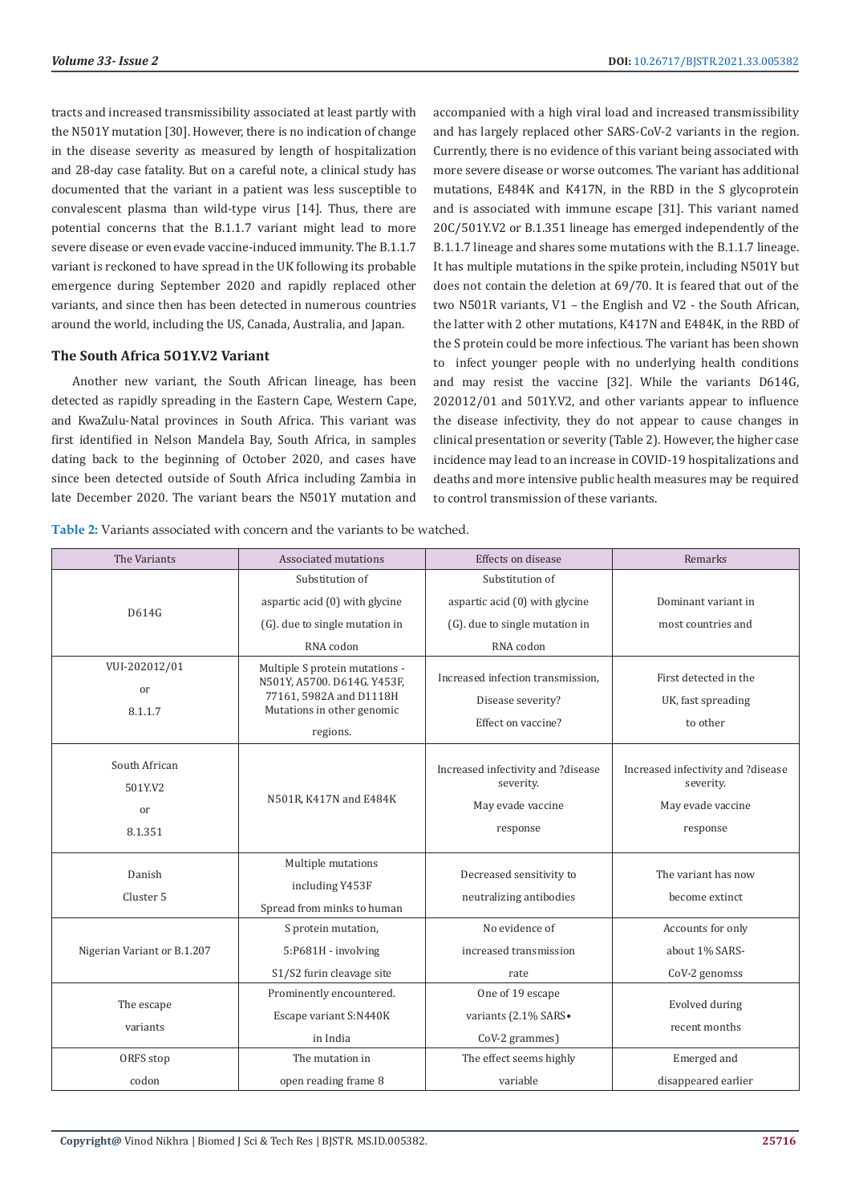tracts and increased transmissibility associated at least partly with the N501Y mutation [30]. However, there is no indication of change in the disease severity as measured by length of hospitalization and 28-day case fatality. But on a careful note, a clinical study has documented that the variant in a patient was less susceptible to convalescent plasma than wild-type virus [14]. Thus, there are potential concerns that the B.1.1.7 variant might lead to more severe disease or even evade vaccine-induced immunity. The B.1.1.7 variant is reckoned to have spread in the UK following its probable emergence during September 2020 and rapidly replaced other variants, and since then has been detected in numerous countries around the world, including the US, Canada, Australia, and Japan.

### The South Africa 501Y.V2 Variant

Another new variant, the South African lineage, has been detected as rapidly spreading in the Eastern Cape, Western Cape, and KwaZulu-Natal provinces in South Africa. This variant was first identified in Nelson Mandela Bay, South Africa, in samples dating back to the beginning of October 2020, and cases have since been detected outside of South Africa including Zambia in late December 2020. The variant bears the N501Y mutation and accompanied with a high viral load and increased transmissibility and has largely replaced other SARS-CoV-2 variants in the region. Currently, there is no evidence of this variant being associated with more severe disease or worse outcomes. The variant has additional mutations, E484K and K417N, in the RBD in the S glycoprotein and is associated with immune escape [31]. This variant named 20C/501Y.V2 or B.1.351 lineage has emerged independently of the B.1.1.7 lineage and shares some mutations with the B.1.1.7 lineage. It has multiple mutations in the spike protein, including N501Y but does not contain the deletion at 69/70. It is feared that out of the two N501R variants, V1 – the English and V2 - the South African, the latter with 2 other mutations, K417N and E484K, in the RBD of the S protein could be more infectious. The variant has been shown to infect younger people with no underlying health conditions and may resist the vaccine [32]. While the variants D614G, 202012/01 and 501Y.V2, and other variants appear to influence the disease infectivity, they do not appear to cause changes in clinical presentation or severity (Table 2). However, the higher case incidence may lead to an increase in COVID-19 hospitalizations and deaths and more intensive public health measures may be required to control transmission of these variants.

**Table 2:** Variants associated with concern and the variants to be watched.

| The Variants | Associated mutations | Effects on disease | Remarks |
|---|---|---|---|
| D614G | Substitution of aspartic acid (0) with glycine (G). due to single mutation in RNA codon | Substitution of aspartic acid (0) with glycine (G). due to single mutation in RNA codon | Dominant variant in most countries and |
| VUI-202012/01 or 8.1.1.7 | Multiple S protein mutations - N501Y, A5700. D614G. Y453F, 77161, 5982A and D1118H Mutations in other genomic regions. | Increased infection transmission, Disease severity? Effect on vaccine? | First detected in the UK, fast spreading to other |
| South African 501Y.V2 or 8.1.351 | N501R, K417N and E484K | Increased infectivity and ?disease severity. May evade vaccine response | Increased infectivity and ?disease severity. May evade vaccine response |
| Danish Cluster 5 | Multiple mutations including Y453F Spread from minks to human | Decreased sensitivity to neutralizing antibodies | The variant has now become extinct |
| Nigerian Variant or B.1.207 | S protein mutation, 5:P681H - involving S1/S2 furin cleavage site | No evidence of increased transmission rate | Accounts for only about 1% SARS-CoV-2 genomss |
| The escape variants | Prominently encountered. Escape variant S:N440K in India | One of 19 escape variants (2.1% SARS• CoV-2 grammes) | Evolved during recent months |
| ORFS stop codon | The mutation in open reading frame 8 | The effect seems highly variable | Emerged and disappeared earlier |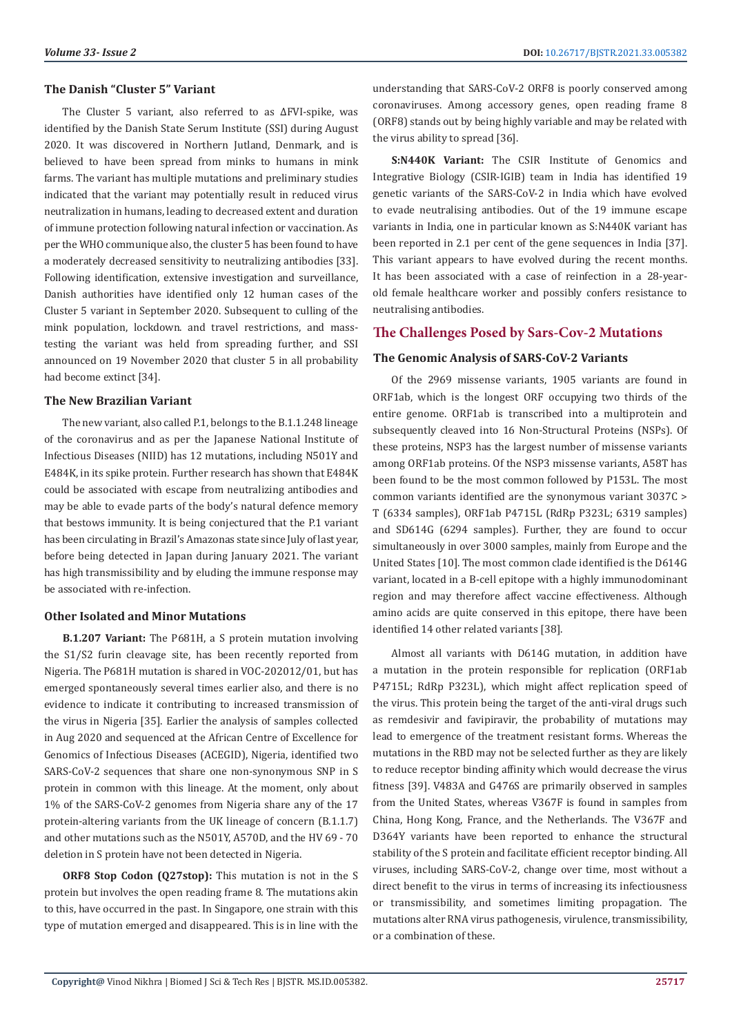### The Danish "Cluster 5" Variant

The Cluster 5 variant, also referred to as ΔFVI-spike, was identified by the Danish State Serum Institute (SSI) during August 2020. It was discovered in Northern Jutland, Denmark, and is believed to have been spread from minks to humans in mink farms. The variant has multiple mutations and preliminary studies indicated that the variant may potentially result in reduced virus neutralization in humans, leading to decreased extent and duration of immune protection following natural infection or vaccination. As per the WHO communique also, the cluster 5 has been found to have a moderately decreased sensitivity to neutralizing antibodies [33]. Following identification, extensive investigation and surveillance, Danish authorities have identified only 12 human cases of the Cluster 5 variant in September 2020. Subsequent to culling of the mink population, lockdown. and travel restrictions, and mass-testing the variant was held from spreading further, and SSI announced on 19 November 2020 that cluster 5 in all probability had become extinct [34].

### The New Brazilian Variant

The new variant, also called P.1, belongs to the B.1.1.248 lineage of the coronavirus and as per the Japanese National Institute of Infectious Diseases (NIID) has 12 mutations, including N501Y and E484K, in its spike protein. Further research has shown that E484K could be associated with escape from neutralizing antibodies and may be able to evade parts of the body's natural defence memory that bestows immunity. It is being conjectured that the P.1 variant has been circulating in Brazil's Amazonas state since July of last year, before being detected in Japan during January 2021. The variant has high transmissibility and by eluding the immune response may be associated with re-infection.

### Other Isolated and Minor Mutations

**B.1.207 Variant:** The P681H, a S protein mutation involving the S1/S2 furin cleavage site, has been recently reported from Nigeria. The P681H mutation is shared in VOC-202012/01, but has emerged spontaneously several times earlier also, and there is no evidence to indicate it contributing to increased transmission of the virus in Nigeria [35]. Earlier the analysis of samples collected in Aug 2020 and sequenced at the African Centre of Excellence for Genomics of Infectious Diseases (ACEGID), Nigeria, identified two SARS-CoV-2 sequences that share one non-synonymous SNP in S protein in common with this lineage. At the moment, only about 1% of the SARS-CoV-2 genomes from Nigeria share any of the 17 protein-altering variants from the UK lineage of concern (B.1.1.7) and other mutations such as the N501Y, A570D, and the HV 69 - 70 deletion in S protein have not been detected in Nigeria.

**ORF8 Stop Codon (Q27stop):** This mutation is not in the S protein but involves the open reading frame 8. The mutations akin to this, have occurred in the past. In Singapore, one strain with this type of mutation emerged and disappeared. This is in line with the understanding that SARS-CoV-2 ORF8 is poorly conserved among coronaviruses. Among accessory genes, open reading frame 8 (ORF8) stands out by being highly variable and may be related with the virus ability to spread [36].

**S:N440K Variant:** The CSIR Institute of Genomics and Integrative Biology (CSIR-IGIB) team in India has identified 19 genetic variants of the SARS-CoV-2 in India which have evolved to evade neutralising antibodies. Out of the 19 immune escape variants in India, one in particular known as S:N440K variant has been reported in 2.1 per cent of the gene sequences in India [37]. This variant appears to have evolved during the recent months. It has been associated with a case of reinfection in a 28-year-old female healthcare worker and possibly confers resistance to neutralising antibodies.

## The Challenges Posed by Sars-Cov-2 Mutations

### The Genomic Analysis of SARS-CoV-2 Variants

Of the 2969 missense variants, 1905 variants are found in ORF1ab, which is the longest ORF occupying two thirds of the entire genome. ORF1ab is transcribed into a multiprotein and subsequently cleaved into 16 Non-Structural Proteins (NSPs). Of these proteins, NSP3 has the largest number of missense variants among ORF1ab proteins. Of the NSP3 missense variants, A58T has been found to be the most common followed by P153L. The most common variants identified are the synonymous variant 3037C > T (6334 samples), ORF1ab P4715L (RdRp P323L; 6319 samples) and SD614G (6294 samples). Further, they are found to occur simultaneously in over 3000 samples, mainly from Europe and the United States [10]. The most common clade identified is the D614G variant, located in a B-cell epitope with a highly immunodominant region and may therefore affect vaccine effectiveness. Although amino acids are quite conserved in this epitope, there have been identified 14 other related variants [38].

Almost all variants with D614G mutation, in addition have a mutation in the protein responsible for replication (ORF1ab P4715L; RdRp P323L), which might affect replication speed of the virus. This protein being the target of the anti-viral drugs such as remdesivir and favipiravir, the probability of mutations may lead to emergence of the treatment resistant forms. Whereas the mutations in the RBD may not be selected further as they are likely to reduce receptor binding affinity which would decrease the virus fitness [39]. V483A and G476S are primarily observed in samples from the United States, whereas V367F is found in samples from China, Hong Kong, France, and the Netherlands. The V367F and D364Y variants have been reported to enhance the structural stability of the S protein and facilitate efficient receptor binding. All viruses, including SARS-CoV-2, change over time, most without a direct benefit to the virus in terms of increasing its infectiousness or transmissibility, and sometimes limiting propagation. The mutations alter RNA virus pathogenesis, virulence, transmissibility, or a combination of these.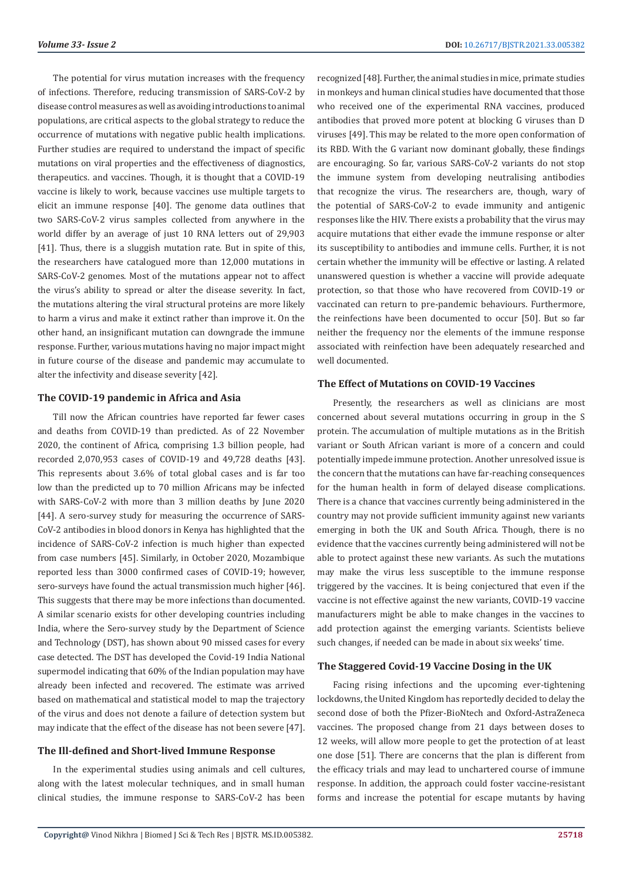The potential for virus mutation increases with the frequency of infections. Therefore, reducing transmission of SARS-CoV-2 by disease control measures as well as avoiding introductions to animal populations, are critical aspects to the global strategy to reduce the occurrence of mutations with negative public health implications. Further studies are required to understand the impact of specific mutations on viral properties and the effectiveness of diagnostics, therapeutics. and vaccines. Though, it is thought that a COVID-19 vaccine is likely to work, because vaccines use multiple targets to elicit an immune response [40]. The genome data outlines that two SARS-CoV-2 virus samples collected from anywhere in the world differ by an average of just 10 RNA letters out of 29,903 [41]. Thus, there is a sluggish mutation rate. But in spite of this, the researchers have catalogued more than 12,000 mutations in SARS-CoV-2 genomes. Most of the mutations appear not to affect the virus's ability to spread or alter the disease severity. In fact, the mutations altering the viral structural proteins are more likely to harm a virus and make it extinct rather than improve it. On the other hand, an insignificant mutation can downgrade the immune response. Further, various mutations having no major impact might in future course of the disease and pandemic may accumulate to alter the infectivity and disease severity [42].

### The COVID-19 pandemic in Africa and Asia

Till now the African countries have reported far fewer cases and deaths from COVID-19 than predicted. As of 22 November 2020, the continent of Africa, comprising 1.3 billion people, had recorded 2,070,953 cases of COVID-19 and 49,728 deaths [43]. This represents about 3.6% of total global cases and is far too low than the predicted up to 70 million Africans may be infected with SARS-CoV-2 with more than 3 million deaths by June 2020 [44]. A sero-survey study for measuring the occurrence of SARS-CoV-2 antibodies in blood donors in Kenya has highlighted that the incidence of SARS-CoV-2 infection is much higher than expected from case numbers [45]. Similarly, in October 2020, Mozambique reported less than 3000 confirmed cases of COVID-19; however, sero-surveys have found the actual transmission much higher [46]. This suggests that there may be more infections than documented. A similar scenario exists for other developing countries including India, where the Sero-survey study by the Department of Science and Technology (DST), has shown about 90 missed cases for every case detected. The DST has developed the Covid-19 India National supermodel indicating that 60% of the Indian population may have already been infected and recovered. The estimate was arrived based on mathematical and statistical model to map the trajectory of the virus and does not denote a failure of detection system but may indicate that the effect of the disease has not been severe [47].

### The Ill-defined and Short-lived Immune Response

In the experimental studies using animals and cell cultures, along with the latest molecular techniques, and in small human clinical studies, the immune response to SARS-CoV-2 has been recognized [48]. Further, the animal studies in mice, primate studies in monkeys and human clinical studies have documented that those who received one of the experimental RNA vaccines, produced antibodies that proved more potent at blocking G viruses than D viruses [49]. This may be related to the more open conformation of its RBD. With the G variant now dominant globally, these findings are encouraging. So far, various SARS-CoV-2 variants do not stop the immune system from developing neutralising antibodies that recognize the virus. The researchers are, though, wary of the potential of SARS-CoV-2 to evade immunity and antigenic responses like the HIV. There exists a probability that the virus may acquire mutations that either evade the immune response or alter its susceptibility to antibodies and immune cells. Further, it is not certain whether the immunity will be effective or lasting. A related unanswered question is whether a vaccine will provide adequate protection, so that those who have recovered from COVID-19 or vaccinated can return to pre-pandemic behaviours. Furthermore, the reinfections have been documented to occur [50]. But so far neither the frequency nor the elements of the immune response associated with reinfection have been adequately researched and well documented.

### The Effect of Mutations on COVID-19 Vaccines

Presently, the researchers as well as clinicians are most concerned about several mutations occurring in group in the S protein. The accumulation of multiple mutations as in the British variant or South African variant is more of a concern and could potentially impede immune protection. Another unresolved issue is the concern that the mutations can have far-reaching consequences for the human health in form of delayed disease complications. There is a chance that vaccines currently being administered in the country may not provide sufficient immunity against new variants emerging in both the UK and South Africa. Though, there is no evidence that the vaccines currently being administered will not be able to protect against these new variants. As such the mutations may make the virus less susceptible to the immune response triggered by the vaccines. It is being conjectured that even if the vaccine is not effective against the new variants, COVID-19 vaccine manufacturers might be able to make changes in the vaccines to add protection against the emerging variants. Scientists believe such changes, if needed can be made in about six weeks' time.

### The Staggered Covid-19 Vaccine Dosing in the UK

Facing rising infections and the upcoming ever-tightening lockdowns, the United Kingdom has reportedly decided to delay the second dose of both the Pfizer-BioNtech and Oxford-AstraZeneca vaccines. The proposed change from 21 days between doses to 12 weeks, will allow more people to get the protection of at least one dose [51]. There are concerns that the plan is different from the efficacy trials and may lead to unchartered course of immune response. In addition, the approach could foster vaccine-resistant forms and increase the potential for escape mutants by having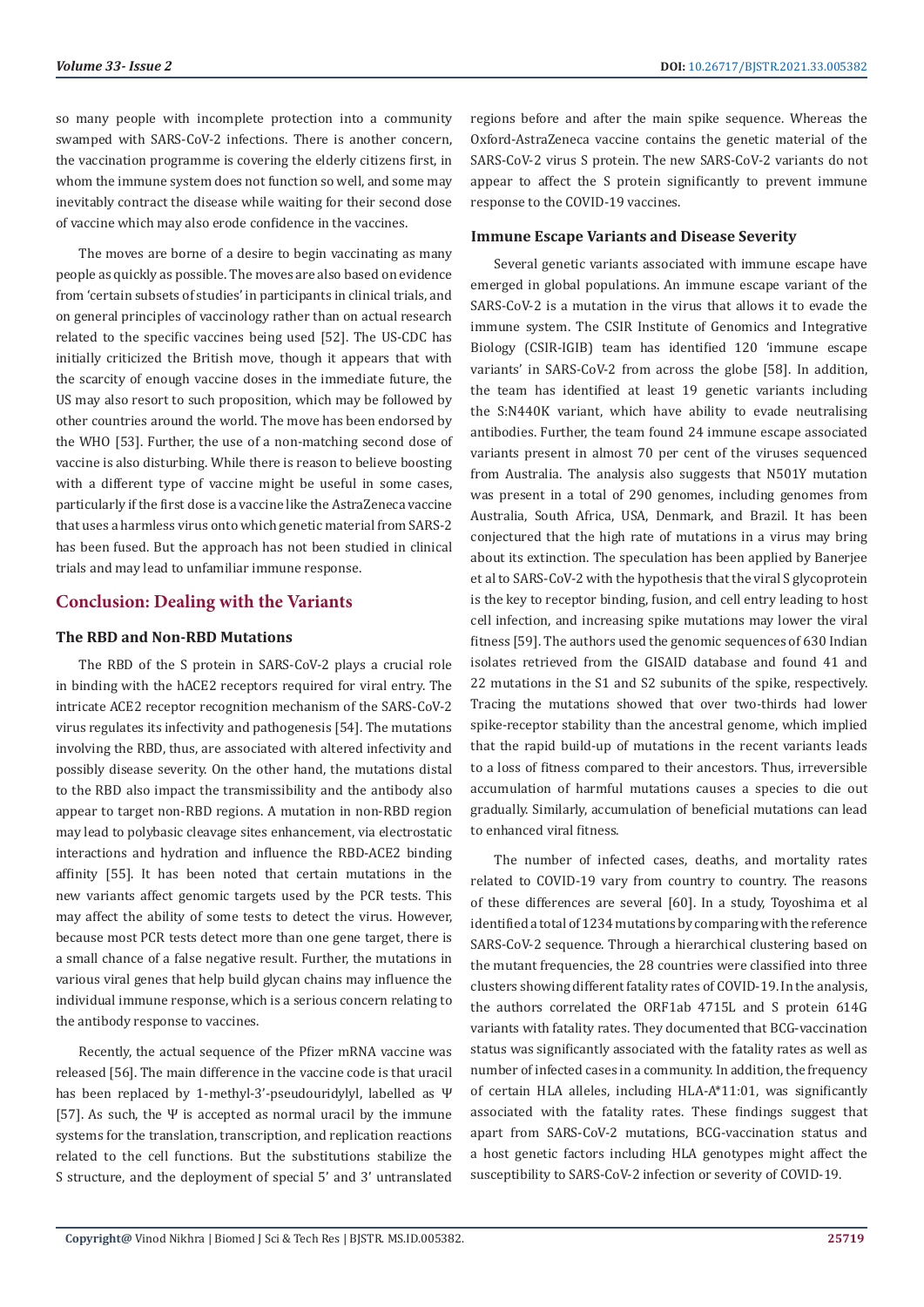so many people with incomplete protection into a community swamped with SARS-CoV-2 infections. There is another concern, the vaccination programme is covering the elderly citizens first, in whom the immune system does not function so well, and some may inevitably contract the disease while waiting for their second dose of vaccine which may also erode confidence in the vaccines.

The moves are borne of a desire to begin vaccinating as many people as quickly as possible. The moves are also based on evidence from 'certain subsets of studies' in participants in clinical trials, and on general principles of vaccinology rather than on actual research related to the specific vaccines being used [52]. The US-CDC has initially criticized the British move, though it appears that with the scarcity of enough vaccine doses in the immediate future, the US may also resort to such proposition, which may be followed by other countries around the world. The move has been endorsed by the WHO [53]. Further, the use of a non-matching second dose of vaccine is also disturbing. While there is reason to believe boosting with a different type of vaccine might be useful in some cases, particularly if the first dose is a vaccine like the AstraZeneca vaccine that uses a harmless virus onto which genetic material from SARS-2 has been fused. But the approach has not been studied in clinical trials and may lead to unfamiliar immune response.

## Conclusion: Dealing with the Variants

### The RBD and Non-RBD Mutations

The RBD of the S protein in SARS-CoV-2 plays a crucial role in binding with the hACE2 receptors required for viral entry. The intricate ACE2 receptor recognition mechanism of the SARS-CoV-2 virus regulates its infectivity and pathogenesis [54]. The mutations involving the RBD, thus, are associated with altered infectivity and possibly disease severity. On the other hand, the mutations distal to the RBD also impact the transmissibility and the antibody also appear to target non-RBD regions. A mutation in non-RBD region may lead to polybasic cleavage sites enhancement, via electrostatic interactions and hydration and influence the RBD-ACE2 binding affinity [55]. It has been noted that certain mutations in the new variants affect genomic targets used by the PCR tests. This may affect the ability of some tests to detect the virus. However, because most PCR tests detect more than one gene target, there is a small chance of a false negative result. Further, the mutations in various viral genes that help build glycan chains may influence the individual immune response, which is a serious concern relating to the antibody response to vaccines.

Recently, the actual sequence of the Pfizer mRNA vaccine was released [56]. The main difference in the vaccine code is that uracil has been replaced by 1-methyl-3'-pseudouridylyl, labelled as Ψ [57]. As such, the Ψ is accepted as normal uracil by the immune systems for the translation, transcription, and replication reactions related to the cell functions. But the substitutions stabilize the S structure, and the deployment of special 5' and 3' untranslated regions before and after the main spike sequence. Whereas the Oxford-AstraZeneca vaccine contains the genetic material of the SARS-CoV-2 virus S protein. The new SARS-CoV-2 variants do not appear to affect the S protein significantly to prevent immune response to the COVID-19 vaccines.

### Immune Escape Variants and Disease Severity

Several genetic variants associated with immune escape have emerged in global populations. An immune escape variant of the SARS-CoV-2 is a mutation in the virus that allows it to evade the immune system. The CSIR Institute of Genomics and Integrative Biology (CSIR-IGIB) team has identified 120 'immune escape variants' in SARS-CoV-2 from across the globe [58]. In addition, the team has identified at least 19 genetic variants including the S:N440K variant, which have ability to evade neutralising antibodies. Further, the team found 24 immune escape associated variants present in almost 70 per cent of the viruses sequenced from Australia. The analysis also suggests that N501Y mutation was present in a total of 290 genomes, including genomes from Australia, South Africa, USA, Denmark, and Brazil. It has been conjectured that the high rate of mutations in a virus may bring about its extinction. The speculation has been applied by Banerjee et al to SARS-CoV-2 with the hypothesis that the viral S glycoprotein is the key to receptor binding, fusion, and cell entry leading to host cell infection, and increasing spike mutations may lower the viral fitness [59]. The authors used the genomic sequences of 630 Indian isolates retrieved from the GISAID database and found 41 and 22 mutations in the S1 and S2 subunits of the spike, respectively. Tracing the mutations showed that over two-thirds had lower spike-receptor stability than the ancestral genome, which implied that the rapid build-up of mutations in the recent variants leads to a loss of fitness compared to their ancestors. Thus, irreversible accumulation of harmful mutations causes a species to die out gradually. Similarly, accumulation of beneficial mutations can lead to enhanced viral fitness.

The number of infected cases, deaths, and mortality rates related to COVID-19 vary from country to country. The reasons of these differences are several [60]. In a study, Toyoshima et al identified a total of 1234 mutations by comparing with the reference SARS-CoV-2 sequence. Through a hierarchical clustering based on the mutant frequencies, the 28 countries were classified into three clusters showing different fatality rates of COVID-19. In the analysis, the authors correlated the ORF1ab 4715L and S protein 614G variants with fatality rates. They documented that BCG-vaccination status was significantly associated with the fatality rates as well as number of infected cases in a community. In addition, the frequency of certain HLA alleles, including HLA-A*11:01, was significantly associated with the fatality rates. These findings suggest that apart from SARS-CoV-2 mutations, BCG-vaccination status and a host genetic factors including HLA genotypes might affect the susceptibility to SARS-CoV-2 infection or severity of COVID-19.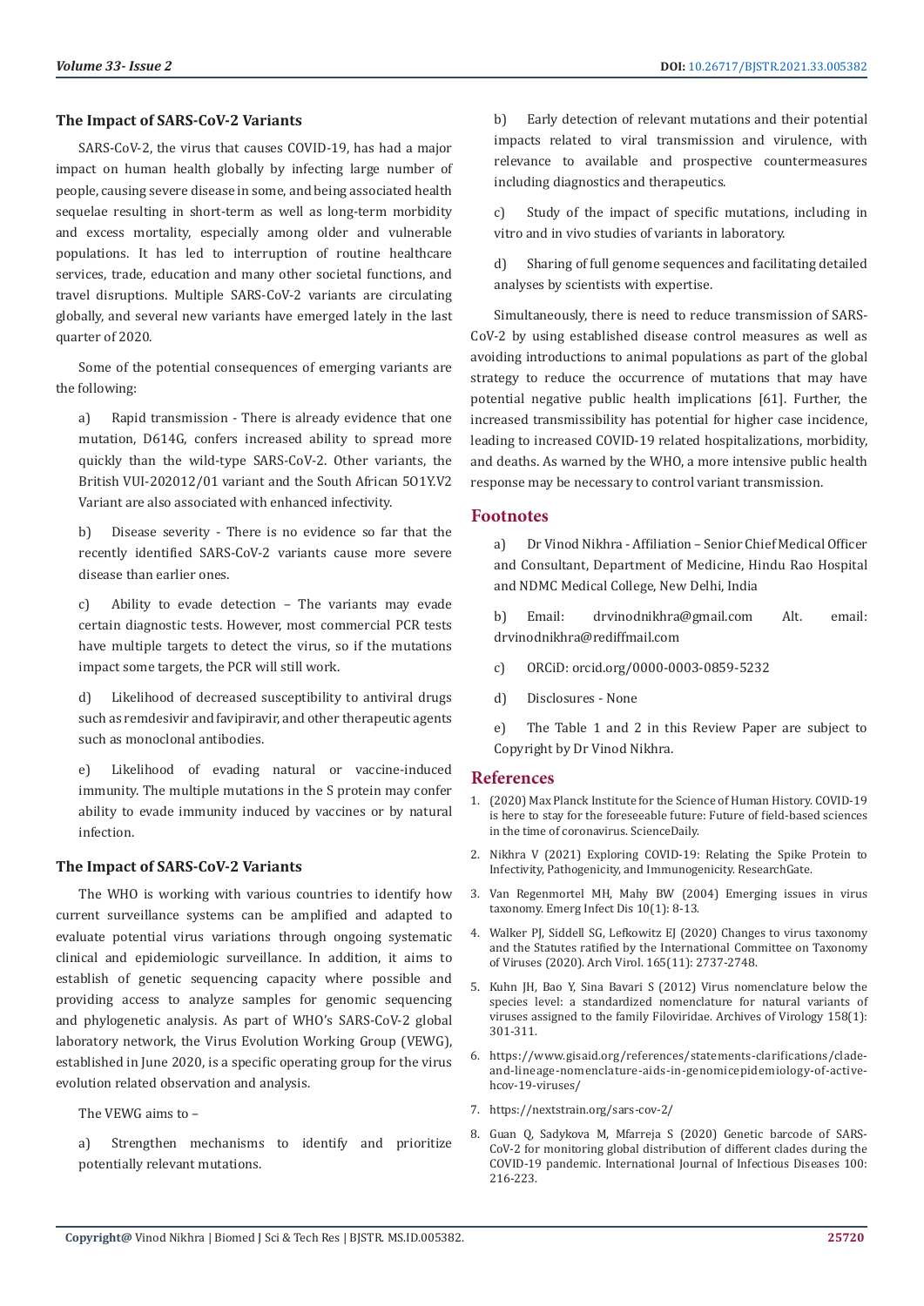### The Impact of SARS-CoV-2 Variants

SARS-CoV-2, the virus that causes COVID-19, has had a major impact on human health globally by infecting large number of people, causing severe disease in some, and being associated health sequelae resulting in short-term as well as long-term morbidity and excess mortality, especially among older and vulnerable populations. It has led to interruption of routine healthcare services, trade, education and many other societal functions, and travel disruptions. Multiple SARS-CoV-2 variants are circulating globally, and several new variants have emerged lately in the last quarter of 2020.

Some of the potential consequences of emerging variants are the following:

a) Rapid transmission - There is already evidence that one mutation, D614G, confers increased ability to spread more quickly than the wild-type SARS-CoV-2. Other variants, the British VUI-202012/01 variant and the South African 5O1Y.V2 Variant are also associated with enhanced infectivity.

b) Disease severity - There is no evidence so far that the recently identified SARS-CoV-2 variants cause more severe disease than earlier ones.

c) Ability to evade detection – The variants may evade certain diagnostic tests. However, most commercial PCR tests have multiple targets to detect the virus, so if the mutations impact some targets, the PCR will still work.

d) Likelihood of decreased susceptibility to antiviral drugs such as remdesivir and favipiravir, and other therapeutic agents such as monoclonal antibodies.

e) Likelihood of evading natural or vaccine-induced immunity. The multiple mutations in the S protein may confer ability to evade immunity induced by vaccines or by natural infection.

### The Impact of SARS-CoV-2 Variants

The WHO is working with various countries to identify how current surveillance systems can be amplified and adapted to evaluate potential virus variations through ongoing systematic clinical and epidemiologic surveillance. In addition, it aims to establish of genetic sequencing capacity where possible and providing access to analyze samples for genomic sequencing and phylogenetic analysis. As part of WHO's SARS-CoV-2 global laboratory network, the Virus Evolution Working Group (VEWG), established in June 2020, is a specific operating group for the virus evolution related observation and analysis.

The VEWG aims to –

a) Strengthen mechanisms to identify and prioritize potentially relevant mutations.

b) Early detection of relevant mutations and their potential impacts related to viral transmission and virulence, with relevance to available and prospective countermeasures including diagnostics and therapeutics.

c) Study of the impact of specific mutations, including in vitro and in vivo studies of variants in laboratory.

d) Sharing of full genome sequences and facilitating detailed analyses by scientists with expertise.

Simultaneously, there is need to reduce transmission of SARS-CoV-2 by using established disease control measures as well as avoiding introductions to animal populations as part of the global strategy to reduce the occurrence of mutations that may have potential negative public health implications [61]. Further, the increased transmissibility has potential for higher case incidence, leading to increased COVID-19 related hospitalizations, morbidity, and deaths. As warned by the WHO, a more intensive public health response may be necessary to control variant transmission.

## Footnotes

a) Dr Vinod Nikhra - Affiliation – Senior Chief Medical Officer and Consultant, Department of Medicine, Hindu Rao Hospital and NDMC Medical College, New Delhi, India

b) Email: drvinodnikhra@gmail.com Alt. email: drvinodnikhra@rediffmail.com

c) ORCiD: orcid.org/0000-0003-0859-5232

d) Disclosures - None

e) The Table 1 and 2 in this Review Paper are subject to Copyright by Dr Vinod Nikhra.

## References

1. (2020) Max Planck Institute for the Science of Human History. COVID-19 is here to stay for the foreseeable future: Future of field-based sciences in the time of coronavirus. ScienceDaily.
2. Nikhra V (2021) Exploring COVID-19: Relating the Spike Protein to Infectivity, Pathogenicity, and Immunogenicity. ResearchGate.
3. Van Regenmortel MH, Mahy BW (2004) Emerging issues in virus taxonomy. Emerg Infect Dis 10(1): 8-13.
4. Walker PJ, Siddell SG, Lefkowitz EJ (2020) Changes to virus taxonomy and the Statutes ratified by the International Committee on Taxonomy of Viruses (2020). Arch Virol. 165(11): 2737-2748.
5. Kuhn JH, Bao Y, Sina Bavari S (2012) Virus nomenclature below the species level: a standardized nomenclature for natural variants of viruses assigned to the family Filoviridae. Archives of Virology 158(1): 301-311.
6. https://www.gisaid.org/references/statements-clarifications/clade-and-lineage-nomenclature-aids-in-genomicepidemiology-of-active-hcov-19-viruses/
7. https://nextstrain.org/sars-cov-2/
8. Guan Q, Sadykova M, Mfarreja S (2020) Genetic barcode of SARS-CoV-2 for monitoring global distribution of different clades during the COVID-19 pandemic. International Journal of Infectious Diseases 100: 216-223.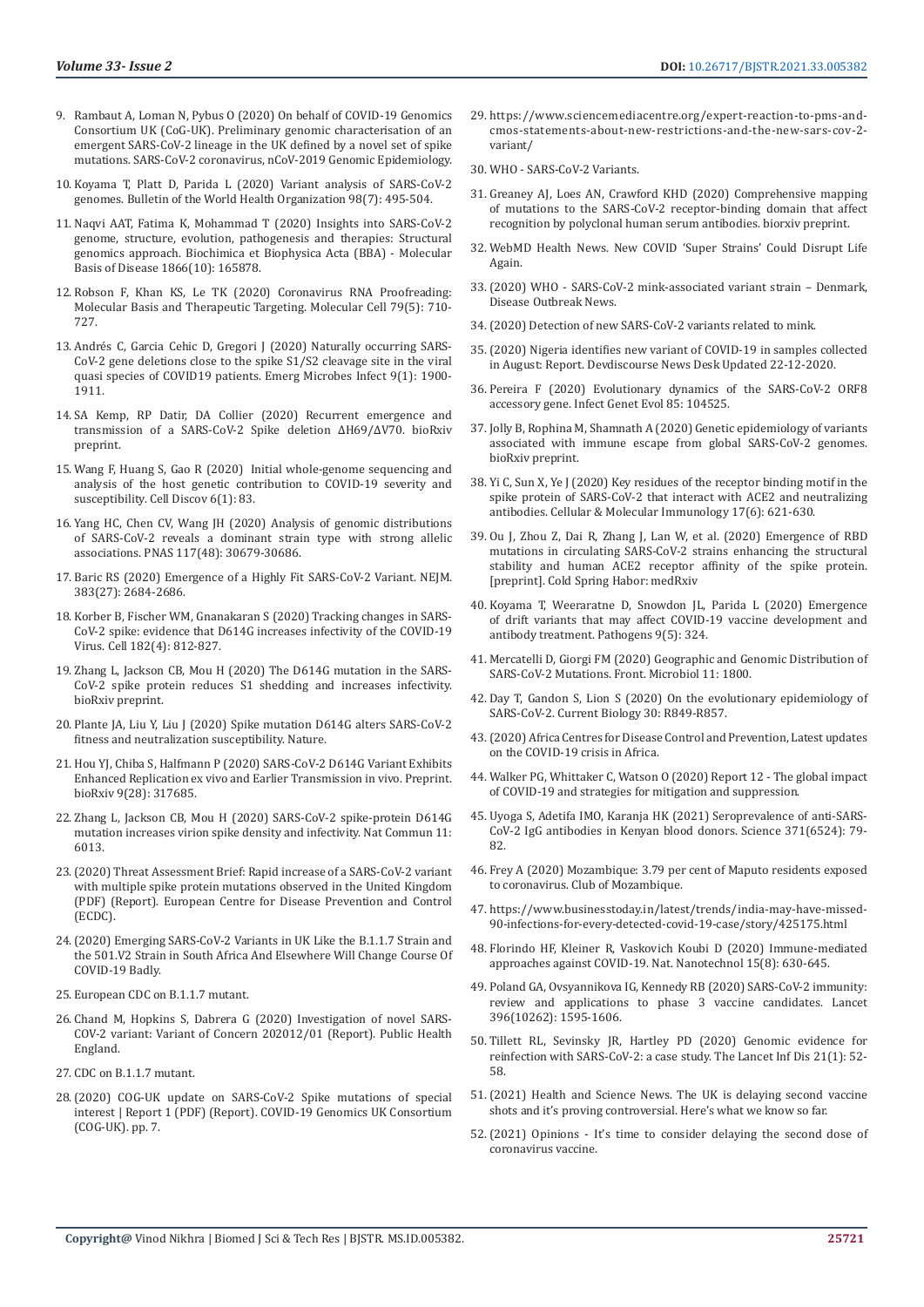9. Rambaut A, Loman N, Pybus O (2020) On behalf of COVID-19 Genomics Consortium UK (CoG-UK). Preliminary genomic characterisation of an emergent SARS-CoV-2 lineage in the UK defined by a novel set of spike mutations. SARS-CoV-2 coronavirus, nCoV-2019 Genomic Epidemiology.

10. Koyama T, Platt D, Parida L (2020) Variant analysis of SARS-CoV-2 genomes. Bulletin of the World Health Organization 98(7): 495-504.

11. Naqvi AAT, Fatima K, Mohammad T (2020) Insights into SARS-CoV-2 genome, structure, evolution, pathogenesis and therapies: Structural genomics approach. Biochimica et Biophysica Acta (BBA) - Molecular Basis of Disease 1866(10): 165878.

12. Robson F, Khan KS, Le TK (2020) Coronavirus RNA Proofreading: Molecular Basis and Therapeutic Targeting. Molecular Cell 79(5): 710-727.

13. Andrés C, Garcia Cehic D, Gregori J (2020) Naturally occurring SARS-CoV-2 gene deletions close to the spike S1/S2 cleavage site in the viral quasi species of COVID19 patients. Emerg Microbes Infect 9(1): 1900-1911.

14. SA Kemp, RP Datir, DA Collier (2020) Recurrent emergence and transmission of a SARS-CoV-2 Spike deletion ΔH69/ΔV70. bioRxiv preprint.

15. Wang F, Huang S, Gao R (2020) Initial whole-genome sequencing and analysis of the host genetic contribution to COVID-19 severity and susceptibility. Cell Discov 6(1): 83.

16. Yang HC, Chen CV, Wang JH (2020) Analysis of genomic distributions of SARS-CoV-2 reveals a dominant strain type with strong allelic associations. PNAS 117(48): 30679-30686.

17. Baric RS (2020) Emergence of a Highly Fit SARS-CoV-2 Variant. NEJM. 383(27): 2684-2686.

18. Korber B, Fischer WM, Gnanakaran S (2020) Tracking changes in SARS-CoV-2 spike: evidence that D614G increases infectivity of the COVID-19 Virus. Cell 182(4): 812-827.

19. Zhang L, Jackson CB, Mou H (2020) The D614G mutation in the SARS-CoV-2 spike protein reduces S1 shedding and increases infectivity. bioRxiv preprint.

20. Plante JA, Liu Y, Liu J (2020) Spike mutation D614G alters SARS-CoV-2 fitness and neutralization susceptibility. Nature.

21. Hou YJ, Chiba S, Halfmann P (2020) SARS-CoV-2 D614G Variant Exhibits Enhanced Replication ex vivo and Earlier Transmission in vivo. Preprint. bioRxiv 9(28): 317685.

22. Zhang L, Jackson CB, Mou H (2020) SARS-CoV-2 spike-protein D614G mutation increases virion spike density and infectivity. Nat Commun 11: 6013.

23. (2020) Threat Assessment Brief: Rapid increase of a SARS-CoV-2 variant with multiple spike protein mutations observed in the United Kingdom (PDF) (Report). European Centre for Disease Prevention and Control (ECDC).

24. (2020) Emerging SARS-CoV-2 Variants in UK Like the B.1.1.7 Strain and the 501.V2 Strain in South Africa And Elsewhere Will Change Course Of COVID-19 Badly.

25. European CDC on B.1.1.7 mutant.

26. Chand M, Hopkins S, Dabrera G (2020) Investigation of novel SARS-COV-2 variant: Variant of Concern 202012/01 (Report). Public Health England.

27. CDC on B.1.1.7 mutant.

28. (2020) COG-UK update on SARS-CoV-2 Spike mutations of special interest | Report 1 (PDF) (Report). COVID-19 Genomics UK Consortium (COG-UK). pp. 7.

29. https://www.sciencemediacentre.org/expert-reaction-to-pms-and-cmos-statements-about-new-restrictions-and-the-new-sars-cov-2-variant/

30. WHO - SARS-CoV-2 Variants.

31. Greaney AJ, Loes AN, Crawford KHD (2020) Comprehensive mapping of mutations to the SARS-CoV-2 receptor-binding domain that affect recognition by polyclonal human serum antibodies. biorxiv preprint.

32. WebMD Health News. New COVID 'Super Strains' Could Disrupt Life Again.

33. (2020) WHO - SARS-CoV-2 mink-associated variant strain – Denmark, Disease Outbreak News.

34. (2020) Detection of new SARS-CoV-2 variants related to mink.

35. (2020) Nigeria identifies new variant of COVID-19 in samples collected in August: Report. Devdiscourse News Desk Updated 22-12-2020.

36. Pereira F (2020) Evolutionary dynamics of the SARS-CoV-2 ORF8 accessory gene. Infect Genet Evol 85: 104525.

37. Jolly B, Rophina M, Shamnath A (2020) Genetic epidemiology of variants associated with immune escape from global SARS-CoV-2 genomes. bioRxiv preprint.

38. Yi C, Sun X, Ye J (2020) Key residues of the receptor binding motif in the spike protein of SARS-CoV-2 that interact with ACE2 and neutralizing antibodies. Cellular & Molecular Immunology 17(6): 621-630.

39. Ou J, Zhou Z, Dai R, Zhang J, Lan W, et al. (2020) Emergence of RBD mutations in circulating SARS-CoV-2 strains enhancing the structural stability and human ACE2 receptor affinity of the spike protein. [preprint]. Cold Spring Habor: medRxiv

40. Koyama T, Weeraratne D, Snowdon JL, Parida L (2020) Emergence of drift variants that may affect COVID-19 vaccine development and antibody treatment. Pathogens 9(5): 324.

41. Mercatelli D, Giorgi FM (2020) Geographic and Genomic Distribution of SARS-CoV-2 Mutations. Front. Microbiol 11: 1800.

42. Day T, Gandon S, Lion S (2020) On the evolutionary epidemiology of SARS-CoV-2. Current Biology 30: R849-R857.

43. (2020) Africa Centres for Disease Control and Prevention, Latest updates on the COVID-19 crisis in Africa.

44. Walker PG, Whittaker C, Watson O (2020) Report 12 - The global impact of COVID-19 and strategies for mitigation and suppression.

45. Uyoga S, Adetifa IMO, Karanja HK (2021) Seroprevalence of anti-SARS-CoV-2 IgG antibodies in Kenyan blood donors. Science 371(6524): 79-82.

46. Frey A (2020) Mozambique: 3.79 per cent of Maputo residents exposed to coronavirus. Club of Mozambique.

47. https://www.businesstoday.in/latest/trends/india-may-have-missed-90-infections-for-every-detected-covid-19-case/story/425175.html

48. Florindo HF, Kleiner R, Vaskovich Koubi D (2020) Immune-mediated approaches against COVID-19. Nat. Nanotechnol 15(8): 630-645.

49. Poland GA, Ovsyannikova IG, Kennedy RB (2020) SARS-CoV-2 immunity: review and applications to phase 3 vaccine candidates. Lancet 396(10262): 1595-1606.

50. Tillett RL, Sevinsky JR, Hartley PD (2020) Genomic evidence for reinfection with SARS-CoV-2: a case study. The Lancet Inf Dis 21(1): 52-58.

51. (2021) Health and Science News. The UK is delaying second vaccine shots and it's proving controversial. Here's what we know so far.

52. (2021) Opinions - It's time to consider delaying the second dose of coronavirus vaccine.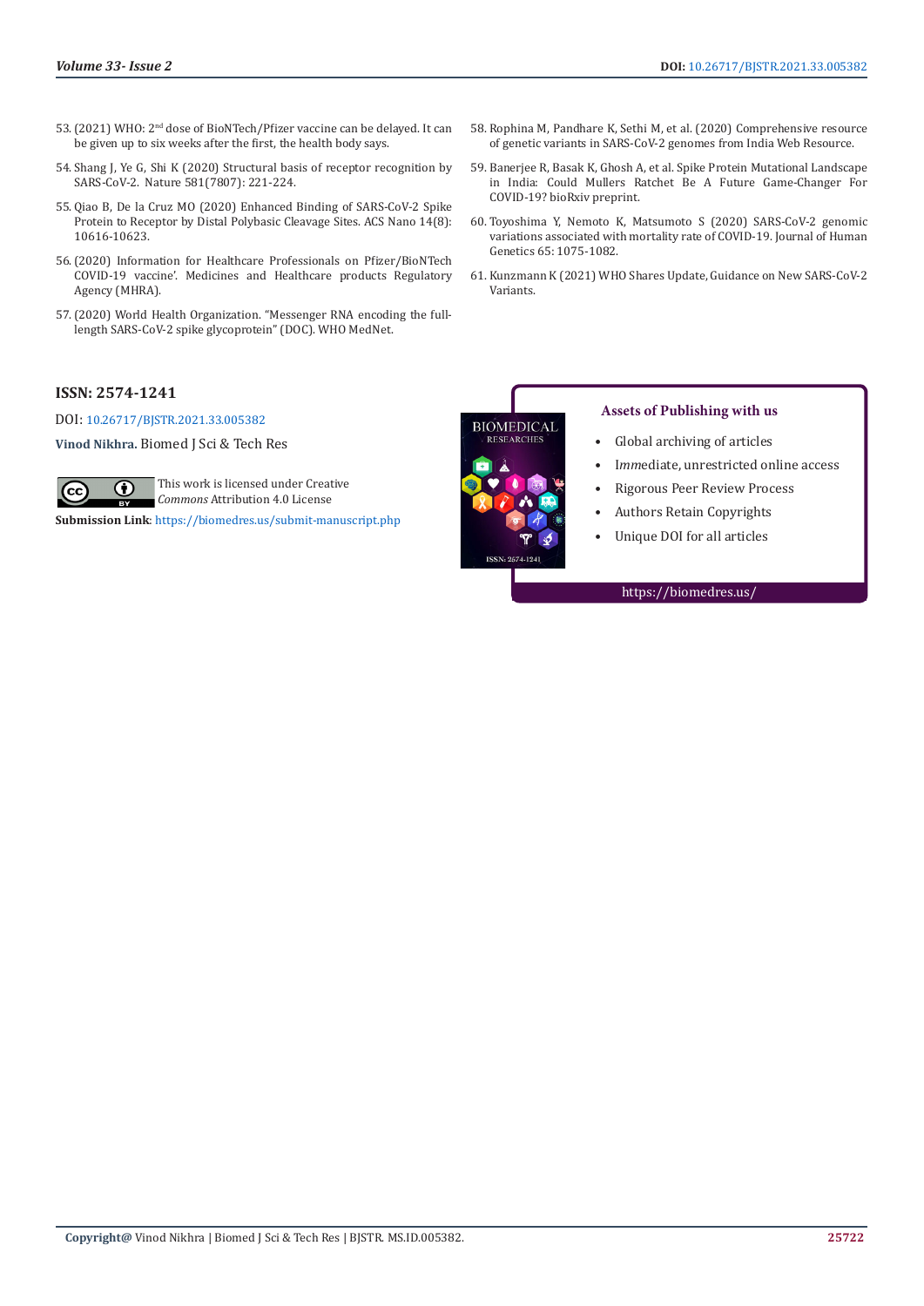53. (2021) WHO: 2nd dose of BioNTech/Pfizer vaccine can be delayed. It can be given up to six weeks after the first, the health body says.
54. Shang J, Ye G, Shi K (2020) Structural basis of receptor recognition by SARS-CoV-2. Nature 581(7807): 221-224.
55. Qiao B, De la Cruz MO (2020) Enhanced Binding of SARS-CoV-2 Spike Protein to Receptor by Distal Polybasic Cleavage Sites. ACS Nano 14(8): 10616-10623.
56. (2020) Information for Healthcare Professionals on Pfizer/BioNTech COVID-19 vaccine'. Medicines and Healthcare products Regulatory Agency (MHRA).
57. (2020) World Health Organization. "Messenger RNA encoding the full-length SARS-CoV-2 spike glycoprotein" (DOC). WHO MedNet.
58. Rophina M, Pandhare K, Sethi M, et al. (2020) Comprehensive resource of genetic variants in SARS-CoV-2 genomes from India Web Resource.
59. Banerjee R, Basak K, Ghosh A, et al. Spike Protein Mutational Landscape in India: Could Mullers Ratchet Be A Future Game-Changer For COVID-19? bioRxiv preprint.
60. Toyoshima Y, Nemoto K, Matsumoto S (2020) SARS-CoV-2 genomic variations associated with mortality rate of COVID-19. Journal of Human Genetics 65: 1075-1082.
61. Kunzmann K (2021) WHO Shares Update, Guidance on New SARS-CoV-2 Variants.

**ISSN: 2574-1241**

DOI: 10.26717/BJSTR.2021.33.005382

**Vinod Nikhra**. Biomed J Sci & Tech Res

This work is licensed under Creative *Commons* Attribution 4.0 License

**Submission Link**: https://biomedres.us/submit-manuscript.php

**Assets of Publishing with us**

- Global archiving of articles
- Immediate, unrestricted online access
- Rigorous Peer Review Process
- Authors Retain Copyrights
- Unique DOI for all articles

https://biomedres.us/